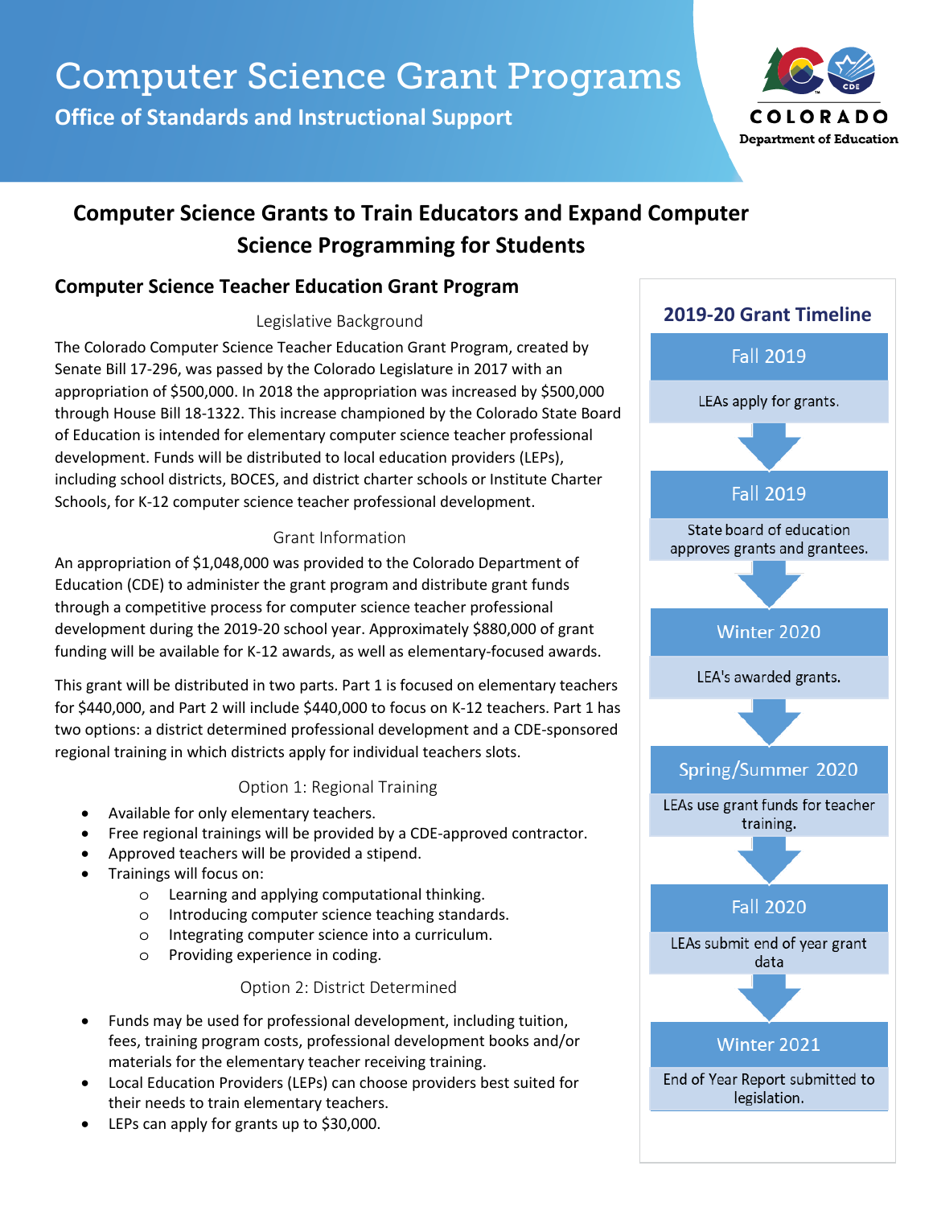# Computer Science Grant Programs

**Office of Standards and Instructional Support**

COLORADO
Department of Education

## Computer Science Grants to Train Educators and Expand Computer Science Programming for Students

### Computer Science Teacher Education Grant Program

#### Legislative Background

The Colorado Computer Science Teacher Education Grant Program, created by Senate Bill 17-296, was passed by the Colorado Legislature in 2017 with an appropriation of $500,000. In 2018 the appropriation was increased by $500,000 through House Bill 18-1322. This increase championed by the Colorado State Board of Education is intended for elementary computer science teacher professional development. Funds will be distributed to local education providers (LEPs), including school districts, BOCES, and district charter schools or Institute Charter Schools, for K-12 computer science teacher professional development.

#### Grant Information

An appropriation of $1,048,000 was provided to the Colorado Department of Education (CDE) to administer the grant program and distribute grant funds through a competitive process for computer science teacher professional development during the 2019-20 school year. Approximately $880,000 of grant funding will be available for K-12 awards, as well as elementary-focused awards.

This grant will be distributed in two parts. Part 1 is focused on elementary teachers for $440,000, and Part 2 will include $440,000 to focus on K-12 teachers. Part 1 has two options: a district determined professional development and a CDE-sponsored regional training in which districts apply for individual teachers slots.

#### Option 1: Regional Training

- Available for only elementary teachers.
- Free regional trainings will be provided by a CDE-approved contractor.
- Approved teachers will be provided a stipend.
- Trainings will focus on:
  - Learning and applying computational thinking.
  - Introducing computer science teaching standards.
  - Integrating computer science into a curriculum.
  - Providing experience in coding.

#### Option 2: District Determined

- Funds may be used for professional development, including tuition, fees, training program costs, professional development books and/or materials for the elementary teacher receiving training.
- Local Education Providers (LEPs) can choose providers best suited for their needs to train elementary teachers.
- LEPs can apply for grants up to $30,000.

### 2019-20 Grant Timeline

**Fall 2019**
LEAs apply for grants.

**Fall 2019**
State board of education approves grants and grantees.

**Winter 2020**
LEA's awarded grants.

**Spring/Summer 2020**
LEAs use grant funds for teacher training.

**Fall 2020**
LEAs submit end of year grant data

**Winter 2021**
End of Year Report submitted to legislation.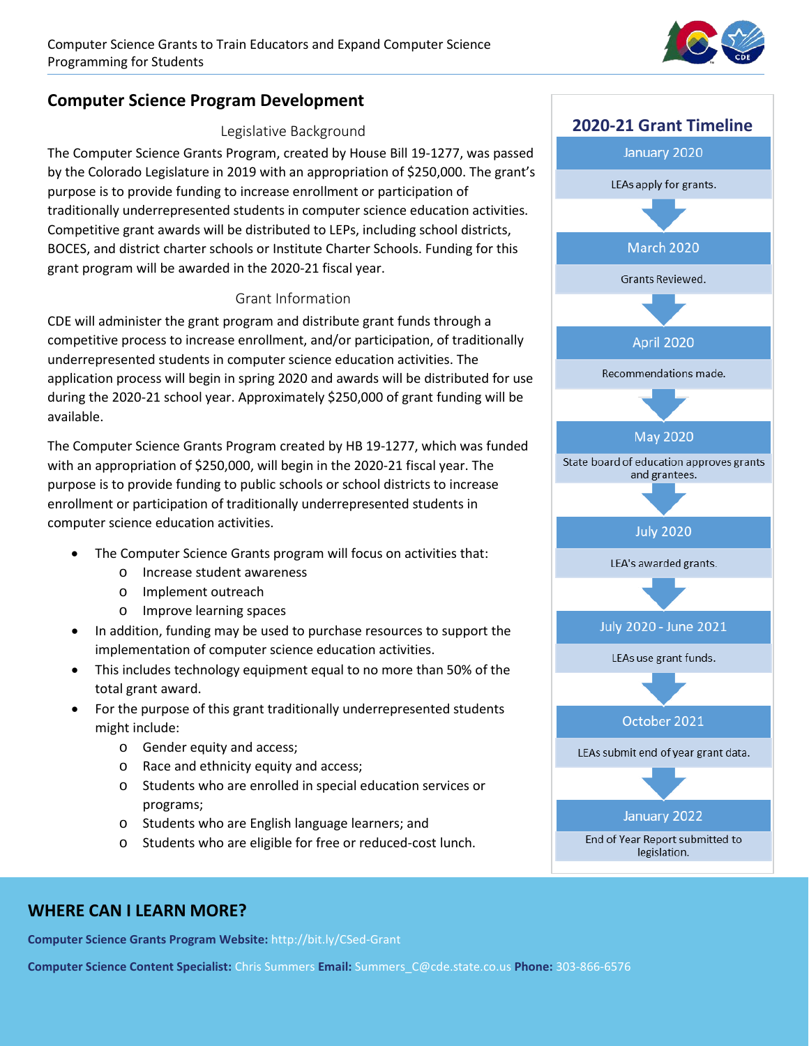## Computer Science Program Development

### Legislative Background

The Computer Science Grants Program, created by House Bill 19-1277, was passed by the Colorado Legislature in 2019 with an appropriation of $250,000. The grant's purpose is to provide funding to increase enrollment or participation of traditionally underrepresented students in computer science education activities. Competitive grant awards will be distributed to LEPs, including school districts, BOCES, and district charter schools or Institute Charter Schools. Funding for this grant program will be awarded in the 2020-21 fiscal year.

### Grant Information

CDE will administer the grant program and distribute grant funds through a competitive process to increase enrollment, and/or participation, of traditionally underrepresented students in computer science education activities. The application process will begin in spring 2020 and awards will be distributed for use during the 2020-21 school year. Approximately $250,000 of grant funding will be available.

The Computer Science Grants Program created by HB 19-1277, which was funded with an appropriation of $250,000, will begin in the 2020-21 fiscal year. The purpose is to provide funding to public schools or school districts to increase enrollment or participation of traditionally underrepresented students in computer science education activities.

- The Computer Science Grants program will focus on activities that:
  - Increase student awareness
  - Implement outreach
  - Improve learning spaces
- In addition, funding may be used to purchase resources to support the implementation of computer science education activities.
- This includes technology equipment equal to no more than 50% of the total grant award.
- For the purpose of this grant traditionally underrepresented students might include:
  - Gender equity and access;
  - Race and ethnicity equity and access;
  - Students who are enrolled in special education services or programs;
  - Students who are English language learners; and
  - Students who are eligible for free or reduced-cost lunch.

### 2020-21 Grant Timeline

**January 2020**
LEAs apply for grants.

**March 2020**
Grants Reviewed.

**April 2020**
Recommendations made.

**May 2020**
State board of education approves grants and grantees.

**July 2020**
LEA's awarded grants.

**July 2020 - June 2021**
LEAs use grant funds.

**October 2021**
LEAs submit end of year grant data.

**January 2022**
End of Year Report submitted to legislation.

## WHERE CAN I LEARN MORE?

**Computer Science Grants Program Website:** http://bit.ly/CSed-Grant

**Computer Science Content Specialist:** Chris Summers **Email:** Summers_C@cde.state.co.us **Phone:** 303-866-6576